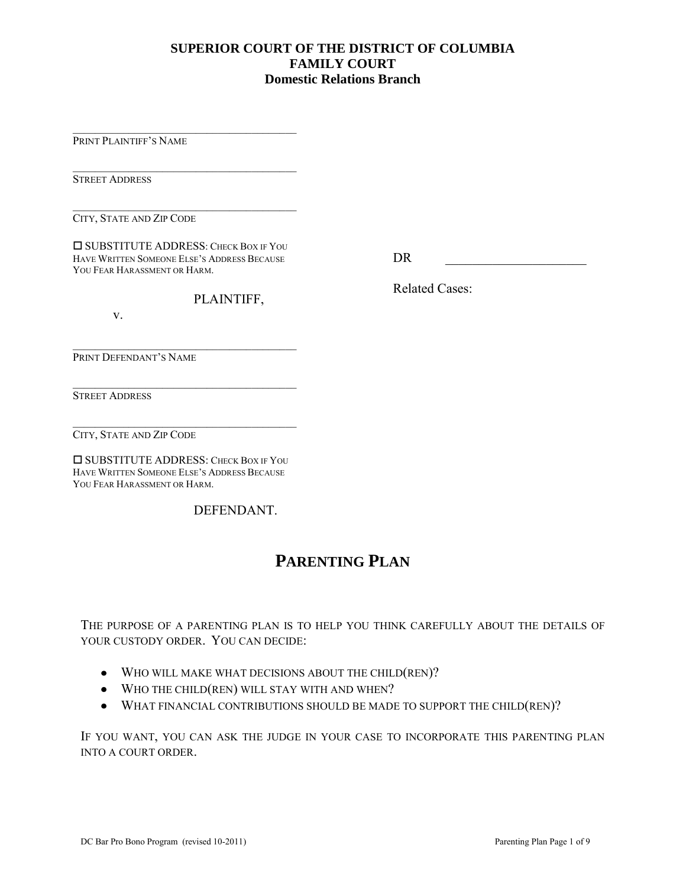**SUPERIOR COURT OF THE DISTRICT OF COLUMBIA**
**FAMILY COURT**
**Domestic Relations Branch**

\_\_\_\_\_\_\_\_\_\_\_\_\_\_\_\_\_\_\_\_\_\_\_\_\_\_\_\_\_\_\_\_\_\_\_\_\_\_
PRINT PLAINTIFF'S NAME

\_\_\_\_\_\_\_\_\_\_\_\_\_\_\_\_\_\_\_\_\_\_\_\_\_\_\_\_\_\_\_\_\_\_\_\_\_\_
STREET ADDRESS

\_\_\_\_\_\_\_\_\_\_\_\_\_\_\_\_\_\_\_\_\_\_\_\_\_\_\_\_\_\_\_\_\_\_\_\_\_\_
CITY, STATE AND ZIP CODE

☐ SUBSTITUTE ADDRESS: CHECK BOX IF YOU HAVE WRITTEN SOMEONE ELSE'S ADDRESS BECAUSE YOU FEAR HARASSMENT OR HARM.

PLAINTIFF,

v.

DR \_\_\_\_\_\_\_\_\_\_\_\_\_\_\_\_\_\_\_\_\_

Related Cases:

\_\_\_\_\_\_\_\_\_\_\_\_\_\_\_\_\_\_\_\_\_\_\_\_\_\_\_\_\_\_\_\_\_\_\_\_\_\_
PRINT DEFENDANT'S NAME

\_\_\_\_\_\_\_\_\_\_\_\_\_\_\_\_\_\_\_\_\_\_\_\_\_\_\_\_\_\_\_\_\_\_\_\_\_\_
STREET ADDRESS

\_\_\_\_\_\_\_\_\_\_\_\_\_\_\_\_\_\_\_\_\_\_\_\_\_\_\_\_\_\_\_\_\_\_\_\_\_\_
CITY, STATE AND ZIP CODE

☐ SUBSTITUTE ADDRESS: CHECK BOX IF YOU HAVE WRITTEN SOMEONE ELSE'S ADDRESS BECAUSE YOU FEAR HARASSMENT OR HARM.

DEFENDANT.

# PARENTING PLAN

THE PURPOSE OF A PARENTING PLAN IS TO HELP YOU THINK CAREFULLY ABOUT THE DETAILS OF YOUR CUSTODY ORDER. YOU CAN DECIDE:

- WHO WILL MAKE WHAT DECISIONS ABOUT THE CHILD(REN)?
- WHO THE CHILD(REN) WILL STAY WITH AND WHEN?
- WHAT FINANCIAL CONTRIBUTIONS SHOULD BE MADE TO SUPPORT THE CHILD(REN)?

IF YOU WANT, YOU CAN ASK THE JUDGE IN YOUR CASE TO INCORPORATE THIS PARENTING PLAN INTO A COURT ORDER.

DC Bar Pro Bono Program (revised 10-2011)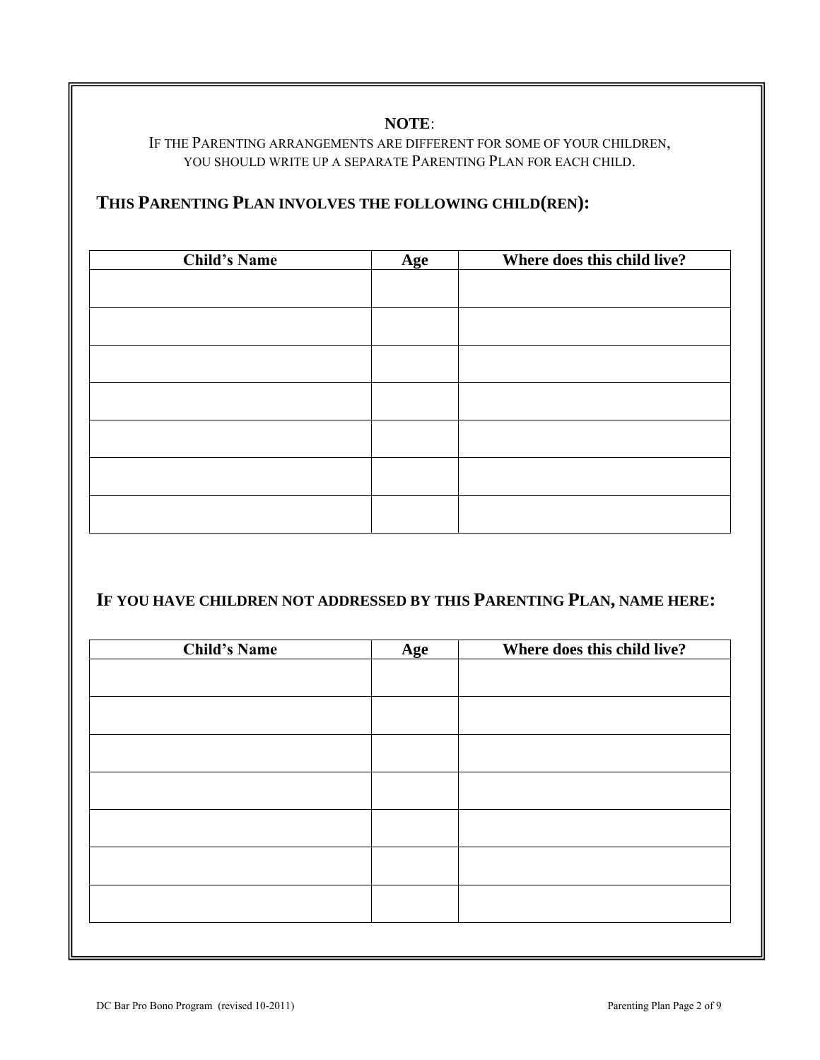**NOTE**:

IF THE PARENTING ARRANGEMENTS ARE DIFFERENT FOR SOME OF YOUR CHILDREN, YOU SHOULD WRITE UP A SEPARATE PARENTING PLAN FOR EACH CHILD.

## THIS PARENTING PLAN INVOLVES THE FOLLOWING CHILD(REN):

| Child's Name | Age | Where does this child live? |
|---|---|---|
| | | |
| | | |
| | | |
| | | |
| | | |
| | | |
| | | |

## IF YOU HAVE CHILDREN NOT ADDRESSED BY THIS PARENTING PLAN, NAME HERE:

| Child's Name | Age | Where does this child live? |
|---|---|---|
| | | |
| | | |
| | | |
| | | |
| | | |
| | | |
| | | |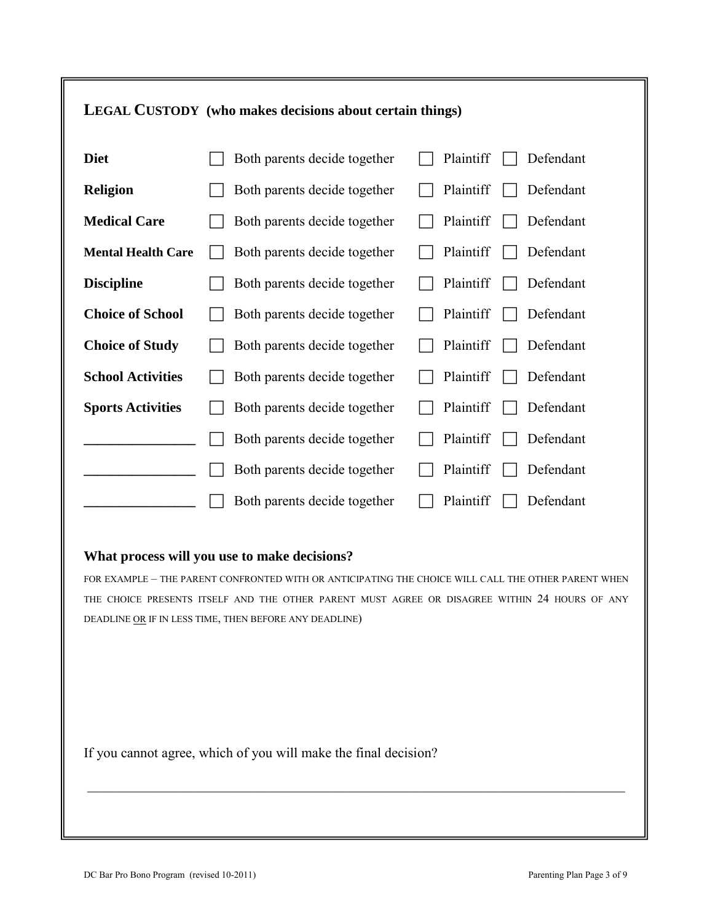## LEGAL CUSTODY (who makes decisions about certain things)

| | | | |
|---|---|---|---|
| **Diet** | ☐ Both parents decide together | ☐ Plaintiff | ☐ Defendant |
| **Religion** | ☐ Both parents decide together | ☐ Plaintiff | ☐ Defendant |
| **Medical Care** | ☐ Both parents decide together | ☐ Plaintiff | ☐ Defendant |
| **Mental Health Care** | ☐ Both parents decide together | ☐ Plaintiff | ☐ Defendant |
| **Discipline** | ☐ Both parents decide together | ☐ Plaintiff | ☐ Defendant |
| **Choice of School** | ☐ Both parents decide together | ☐ Plaintiff | ☐ Defendant |
| **Choice of Study** | ☐ Both parents decide together | ☐ Plaintiff | ☐ Defendant |
| **School Activities** | ☐ Both parents decide together | ☐ Plaintiff | ☐ Defendant |
| **Sports Activities** | ☐ Both parents decide together | ☐ Plaintiff | ☐ Defendant |
| **_______________** | ☐ Both parents decide together | ☐ Plaintiff | ☐ Defendant |
| **_______________** | ☐ Both parents decide together | ☐ Plaintiff | ☐ Defendant |
| **_______________** | ☐ Both parents decide together | ☐ Plaintiff | ☐ Defendant |

**What process will you use to make decisions?**

FOR EXAMPLE – THE PARENT CONFRONTED WITH OR ANTICIPATING THE CHOICE WILL CALL THE OTHER PARENT WHEN THE CHOICE PRESENTS ITSELF AND THE OTHER PARENT MUST AGREE OR DISAGREE WITHIN 24 HOURS OF ANY DEADLINE OR IF IN LESS TIME, THEN BEFORE ANY DEADLINE)

If you cannot agree, which of you will make the final decision?

_______________________________________________________________________________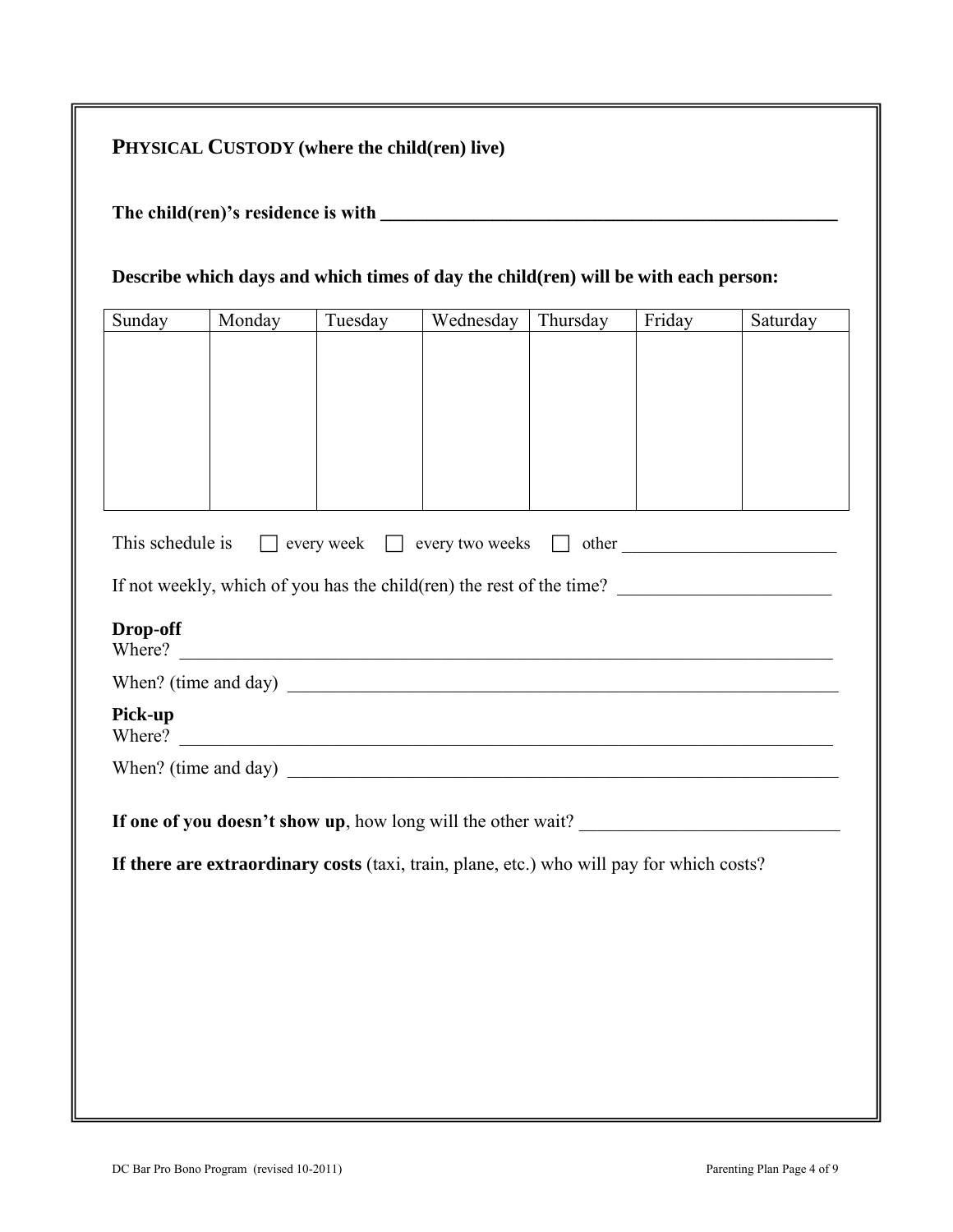## PHYSICAL CUSTODY (where the child(ren) live)

**The child(ren)'s residence is with ___________________________________________________**

**Describe which days and which times of day the child(ren) will be with each person:**

| Sunday | Monday | Tuesday | Wednesday | Thursday | Friday | Saturday |
|---|---|---|---|---|---|---|
| | | | | | | |

This schedule is ☐ every week ☐ every two weeks ☐ other _______________________

If not weekly, which of you has the child(ren) the rest of the time? _______________________

**Drop-off**
Where? _________________________________________________________________________

When? (time and day) _____________________________________________________________

**Pick-up**
Where? _________________________________________________________________________

When? (time and day) _____________________________________________________________

**If one of you doesn't show up**, how long will the other wait? ____________________________

**If there are extraordinary costs** (taxi, train, plane, etc.) who will pay for which costs?

DC Bar Pro Bono Program (revised 10-2011)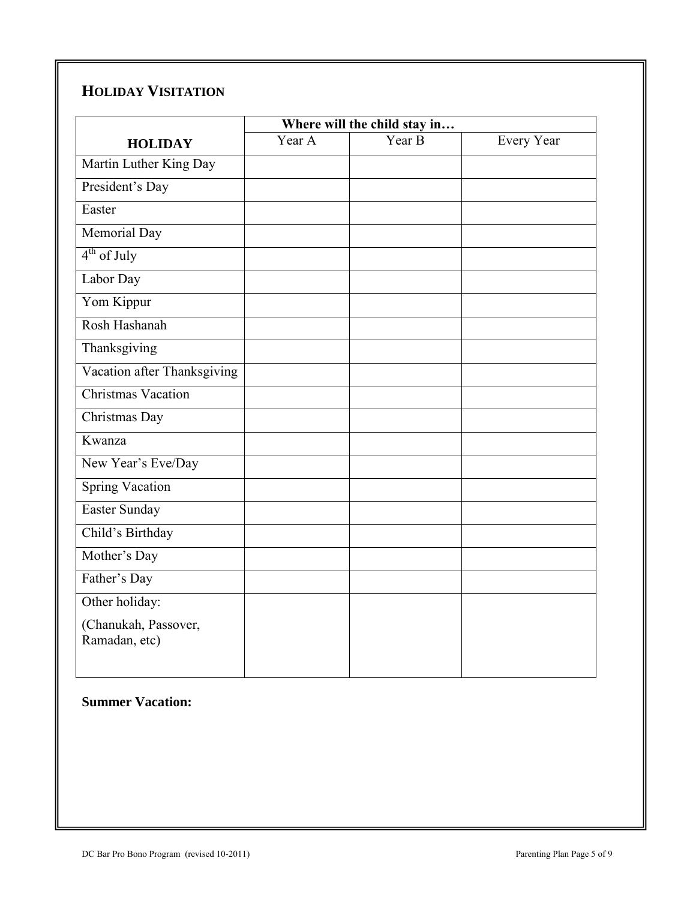## HOLIDAY VISITATION

| HOLIDAY | Where will the child stay in… | | |
|---|---|---|---|
| | Year A | Year B | Every Year |
| Martin Luther King Day | | | |
| President's Day | | | |
| Easter | | | |
| Memorial Day | | | |
| $4^{th}$ of July | | | |
| Labor Day | | | |
| Yom Kippur | | | |
| Rosh Hashanah | | | |
| Thanksgiving | | | |
| Vacation after Thanksgiving | | | |
| Christmas Vacation | | | |
| Christmas Day | | | |
| Kwanza | | | |
| New Year's Eve/Day | | | |
| Spring Vacation | | | |
| Easter Sunday | | | |
| Child's Birthday | | | |
| Mother's Day | | | |
| Father's Day | | | |
| Other holiday: (Chanukah, Passover, Ramadan, etc) | | | |

**Summer Vacation:**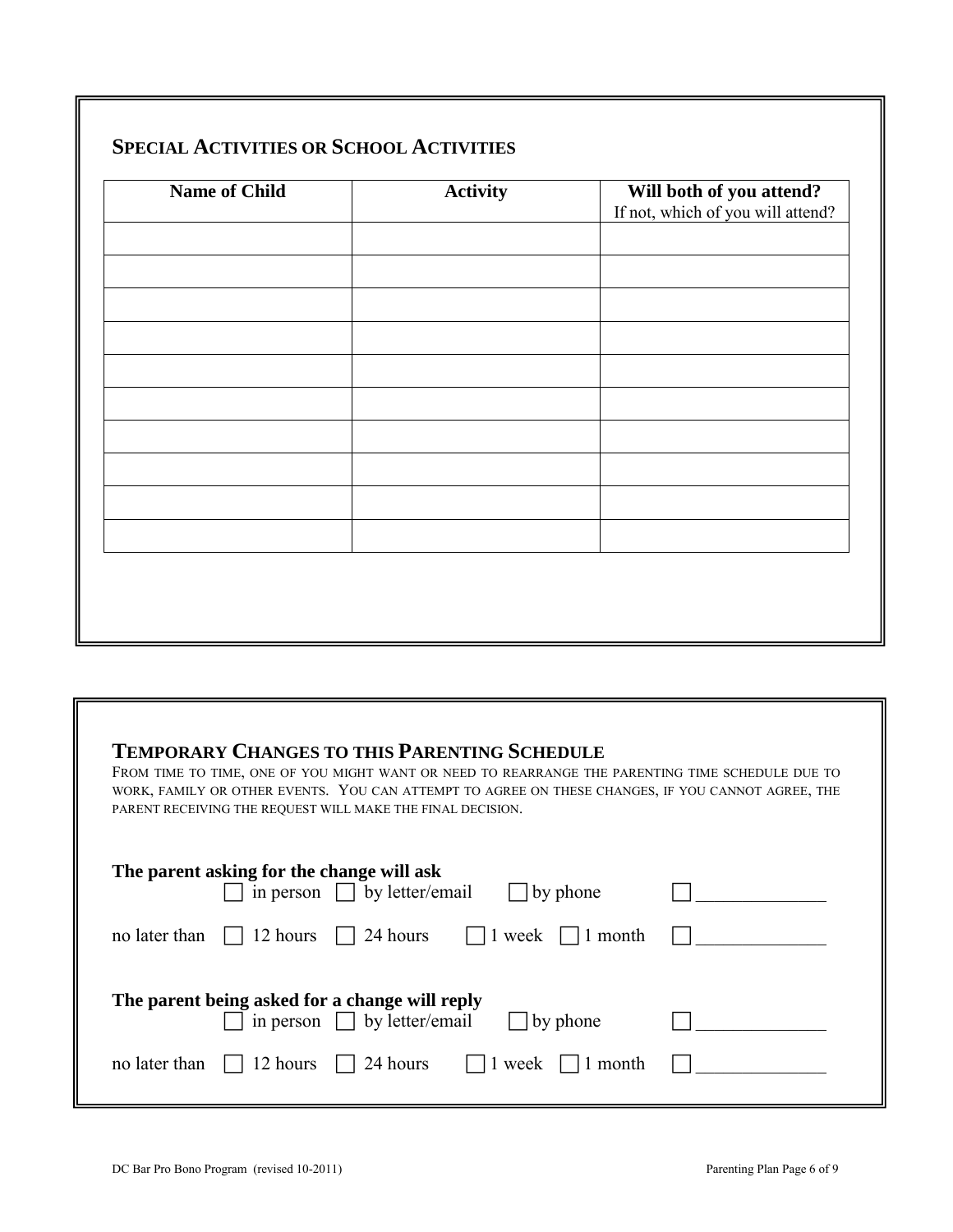## Special Activities or School Activities

| Name of Child | Activity | Will both of you attend? If not, which of you will attend? |
|---|---|---|
| | | |
| | | |
| | | |
| | | |
| | | |
| | | |
| | | |
| | | |
| | | |
| | | |

## Temporary Changes to this Parenting Schedule

From time to time, one of you might want or need to rearrange the parenting time schedule due to work, family or other events. You can attempt to agree on these changes, if you cannot agree, the parent receiving the request will make the final decision.

**The parent asking for the change will ask**

☐ in person ☐ by letter/email ☐ by phone ☐ _____________

no later than ☐ 12 hours ☐ 24 hours ☐ 1 week ☐ 1 month ☐ _____________

**The parent being asked for a change will reply**

☐ in person ☐ by letter/email ☐ by phone ☐ _____________

no later than ☐ 12 hours ☐ 24 hours ☐ 1 week ☐ 1 month ☐ _____________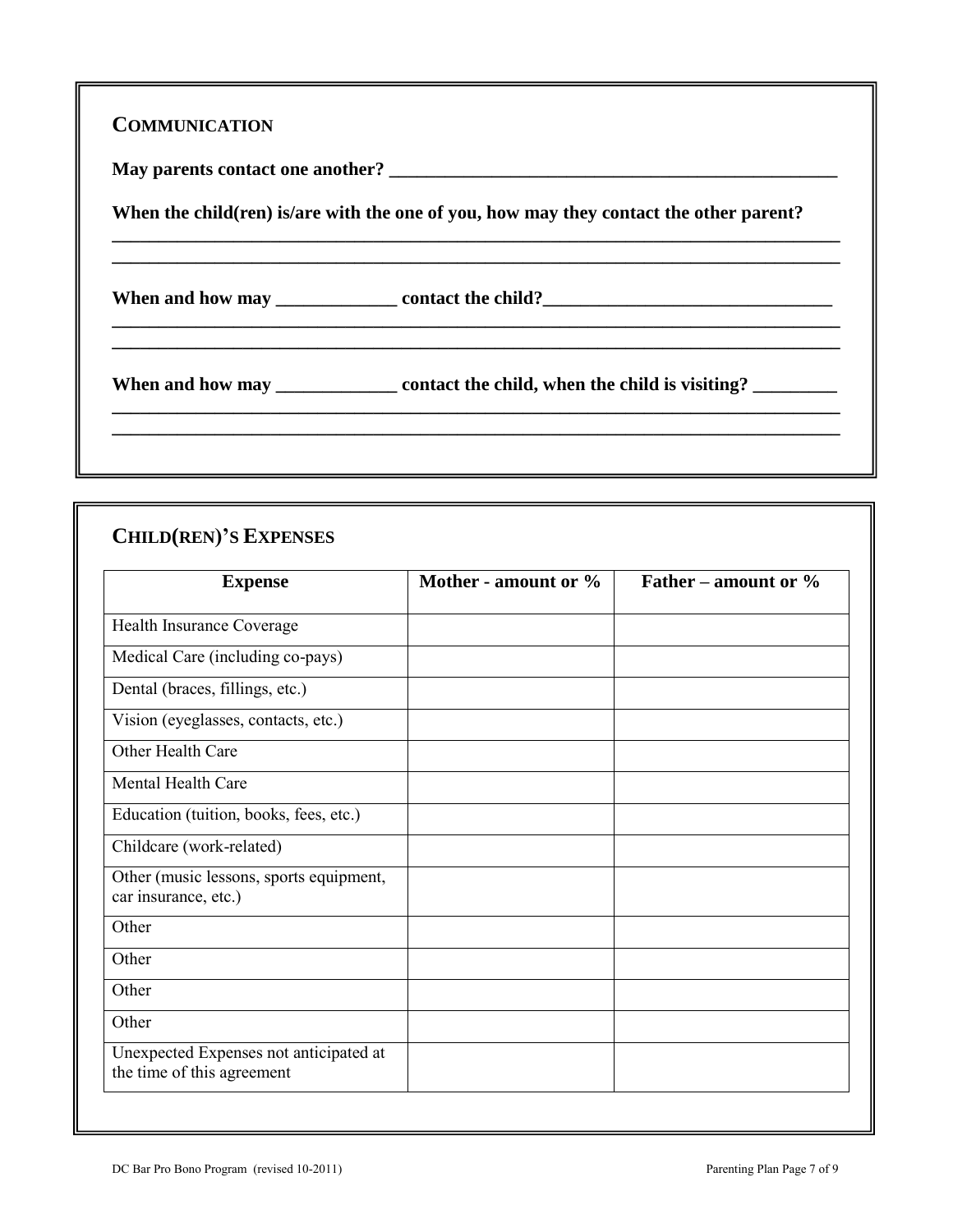## COMMUNICATION

**May parents contact one another? \_\_\_\_\_\_\_\_\_\_\_\_\_\_\_\_\_\_\_\_\_\_\_\_\_\_\_\_\_\_\_\_\_\_\_\_\_\_\_\_\_\_\_\_\_\_\_\_\_\_**

**When the child(ren) is/are with the one of you, how may they contact the other parent?**

**\_\_\_\_\_\_\_\_\_\_\_\_\_\_\_\_\_\_\_\_\_\_\_\_\_\_\_\_\_\_\_\_\_\_\_\_\_\_\_\_\_\_\_\_\_\_\_\_\_\_\_\_\_\_\_\_\_\_\_\_\_\_\_\_\_\_\_\_\_\_\_\_\_\_\_\_\_\_\_\_**

**\_\_\_\_\_\_\_\_\_\_\_\_\_\_\_\_\_\_\_\_\_\_\_\_\_\_\_\_\_\_\_\_\_\_\_\_\_\_\_\_\_\_\_\_\_\_\_\_\_\_\_\_\_\_\_\_\_\_\_\_\_\_\_\_\_\_\_\_\_\_\_\_\_\_\_\_\_\_\_\_**

**When and how may \_\_\_\_\_\_\_\_\_\_\_\_\_ contact the child?\_\_\_\_\_\_\_\_\_\_\_\_\_\_\_\_\_\_\_\_\_\_\_\_\_\_\_\_\_\_\_\_**

**\_\_\_\_\_\_\_\_\_\_\_\_\_\_\_\_\_\_\_\_\_\_\_\_\_\_\_\_\_\_\_\_\_\_\_\_\_\_\_\_\_\_\_\_\_\_\_\_\_\_\_\_\_\_\_\_\_\_\_\_\_\_\_\_\_\_\_\_\_\_\_\_\_\_\_\_\_\_\_\_**

**\_\_\_\_\_\_\_\_\_\_\_\_\_\_\_\_\_\_\_\_\_\_\_\_\_\_\_\_\_\_\_\_\_\_\_\_\_\_\_\_\_\_\_\_\_\_\_\_\_\_\_\_\_\_\_\_\_\_\_\_\_\_\_\_\_\_\_\_\_\_\_\_\_\_\_\_\_\_\_\_**

**When and how may \_\_\_\_\_\_\_\_\_\_\_\_\_ contact the child, when the child is visiting? \_\_\_\_\_\_\_\_\_**

**\_\_\_\_\_\_\_\_\_\_\_\_\_\_\_\_\_\_\_\_\_\_\_\_\_\_\_\_\_\_\_\_\_\_\_\_\_\_\_\_\_\_\_\_\_\_\_\_\_\_\_\_\_\_\_\_\_\_\_\_\_\_\_\_\_\_\_\_\_\_\_\_\_\_\_\_\_\_\_\_**

**\_\_\_\_\_\_\_\_\_\_\_\_\_\_\_\_\_\_\_\_\_\_\_\_\_\_\_\_\_\_\_\_\_\_\_\_\_\_\_\_\_\_\_\_\_\_\_\_\_\_\_\_\_\_\_\_\_\_\_\_\_\_\_\_\_\_\_\_\_\_\_\_\_\_\_\_\_\_\_\_**

## CHILD(REN)'S EXPENSES

| Expense | Mother - amount or % | Father – amount or % |
|---|---|---|
| Health Insurance Coverage | | |
| Medical Care (including co-pays) | | |
| Dental (braces, fillings, etc.) | | |
| Vision (eyeglasses, contacts, etc.) | | |
| Other Health Care | | |
| Mental Health Care | | |
| Education (tuition, books, fees, etc.) | | |
| Childcare (work-related) | | |
| Other (music lessons, sports equipment, car insurance, etc.) | | |
| Other | | |
| Other | | |
| Other | | |
| Other | | |
| Unexpected Expenses not anticipated at the time of this agreement | | |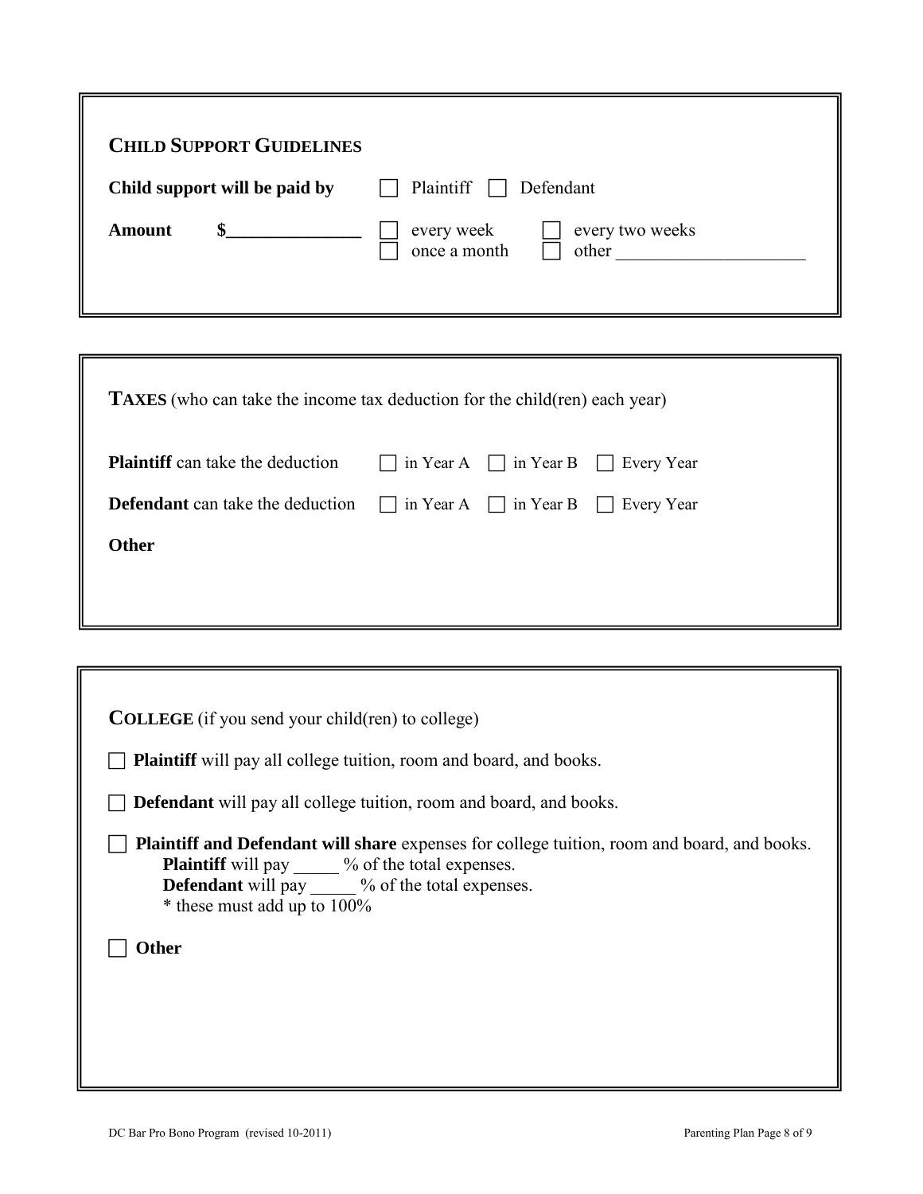## CHILD SUPPORT GUIDELINES

**Child support will be paid by** ☐ Plaintiff ☐ Defendant

**Amount** $_______________ ☐ every week ☐ every two weeks ☐ once a month ☐ other ____________________

## TAXES (who can take the income tax deduction for the child(ren) each year)

**Plaintiff** can take the deduction ☐ in Year A ☐ in Year B ☐ Every Year

**Defendant** can take the deduction ☐ in Year A ☐ in Year B ☐ Every Year

**Other**

## COLLEGE (if you send your child(ren) to college)

☐ **Plaintiff** will pay all college tuition, room and board, and books.

☐ **Defendant** will pay all college tuition, room and board, and books.

☐ **Plaintiff and Defendant will share** expenses for college tuition, room and board, and books.
**Plaintiff** will pay _____ % of the total expenses.
**Defendant** will pay _____ % of the total expenses.
* these must add up to 100%

☐ **Other**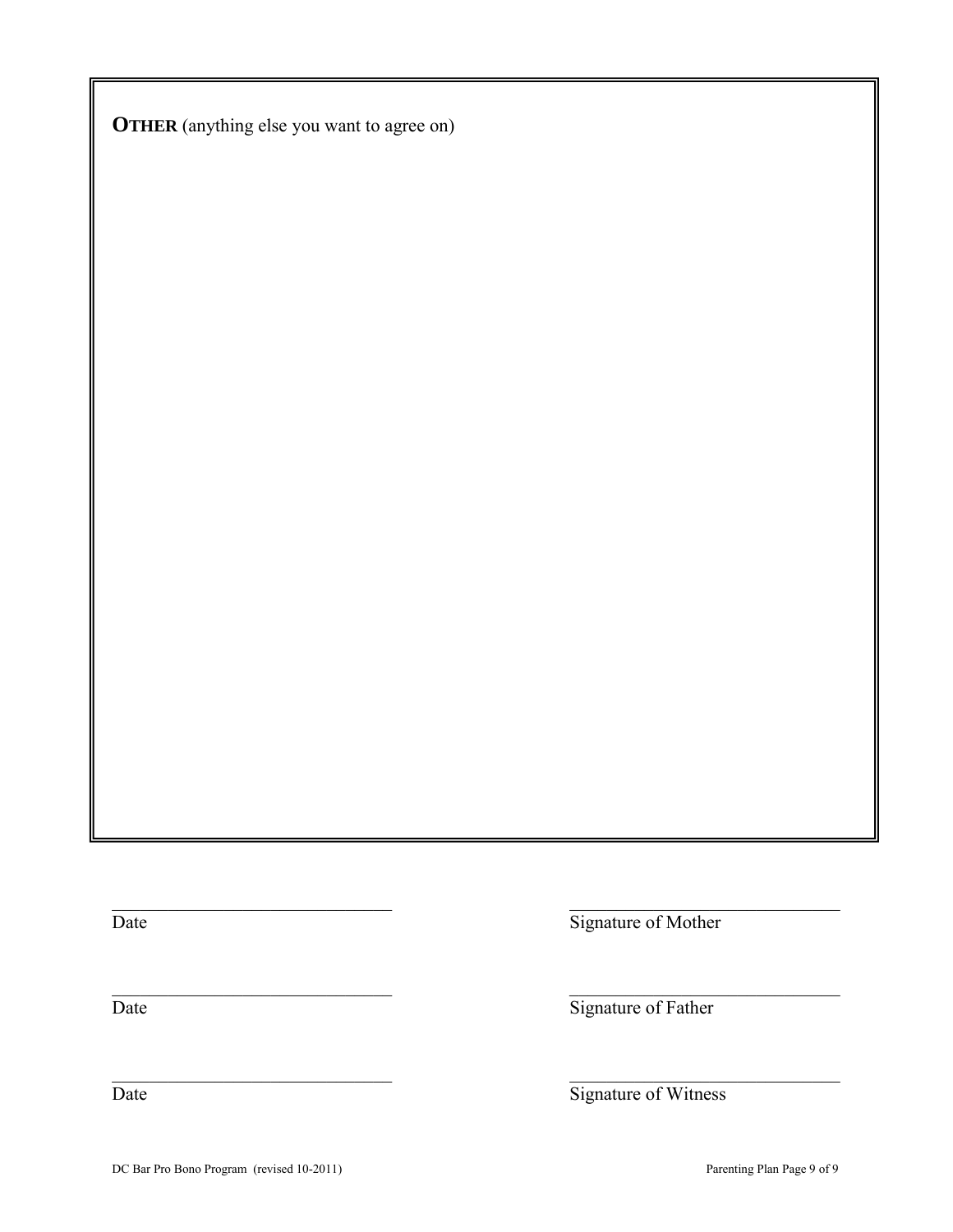**OTHER** (anything else you want to agree on)

| | |
|---|---|
| \_\_\_\_\_\_\_\_\_\_\_\_\_\_\_\_\_\_\_\_\_\_\_\_\_\_\_\_\_\_ | \_\_\_\_\_\_\_\_\_\_\_\_\_\_\_\_\_\_\_\_\_\_\_\_\_\_\_\_\_\_ |
| Date | Signature of Mother |
| \_\_\_\_\_\_\_\_\_\_\_\_\_\_\_\_\_\_\_\_\_\_\_\_\_\_\_\_\_\_ | \_\_\_\_\_\_\_\_\_\_\_\_\_\_\_\_\_\_\_\_\_\_\_\_\_\_\_\_\_\_ |
| Date | Signature of Father |
| \_\_\_\_\_\_\_\_\_\_\_\_\_\_\_\_\_\_\_\_\_\_\_\_\_\_\_\_\_\_ | \_\_\_\_\_\_\_\_\_\_\_\_\_\_\_\_\_\_\_\_\_\_\_\_\_\_\_\_\_\_ |
| Date | Signature of Witness |

DC Bar Pro Bono Program (revised 10-2011)